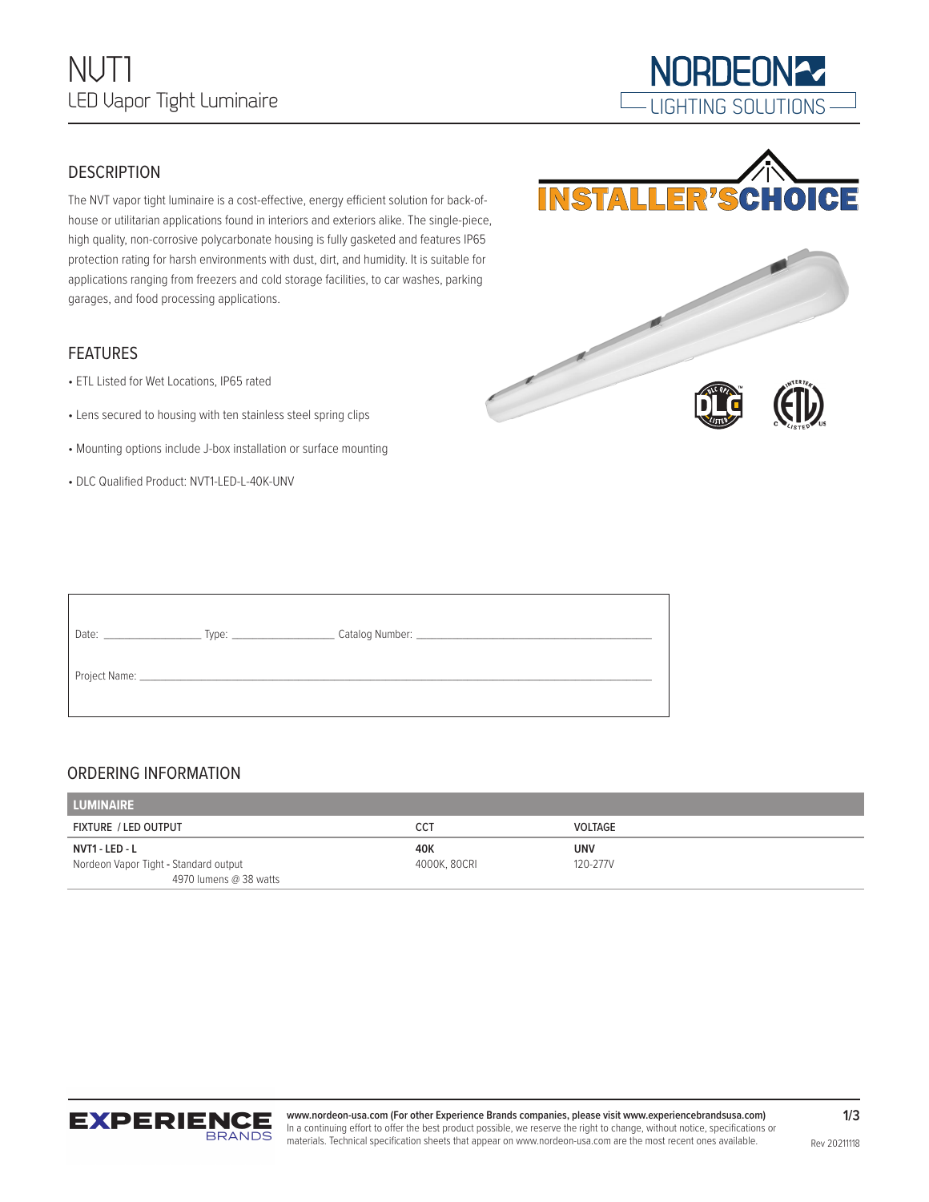# NVT1

## LED Vapor Tight Luminaire

NORDEON LIGHTING SOLUTIONS

INSTALLER'S CHOICE

## DESCRIPTION

The NVT vapor tight luminaire is a cost-effective, energy efficient solution for back-of-house or utilitarian applications found in interiors and exteriors alike. The single-piece, high quality, non-corrosive polycarbonate housing is fully gasketed and features IP65 protection rating for harsh environments with dust, dirt, and humidity. It is suitable for applications ranging from freezers and cold storage facilities, to car washes, parking garages, and food processing applications.

## FEATURES

- ETL Listed for Wet Locations, IP65 rated
- Lens secured to housing with ten stainless steel spring clips
- Mounting options include J-box installation or surface mounting
- DLC Qualified Product: NVT1-LED-L-40K-UNV

Date: ______________ Type: ______________ Catalog Number: ______________________________

Project Name: ______________________________________________________________

## ORDERING INFORMATION

| LUMINAIRE | | |
|---|---|---|
| FIXTURE / LED OUTPUT | CCT | VOLTAGE |
| **NVT1 - LED - L**<br>Nordeon Vapor Tight - Standard output<br>4970 lumens @ 38 watts | **40K**<br>4000K, 80CRI | **UNV**<br>120-277V |

EXPERIENCE BRANDS

**www.nordeon-usa.com (For other Experience Brands companies, please visit www.experiencebrandsusa.com)**
In a continuing effort to offer the best product possible, we reserve the right to change, without notice, specifications or materials. Technical specification sheets that appear on www.nordeon-usa.com are the most recent ones available.

Rev 20211118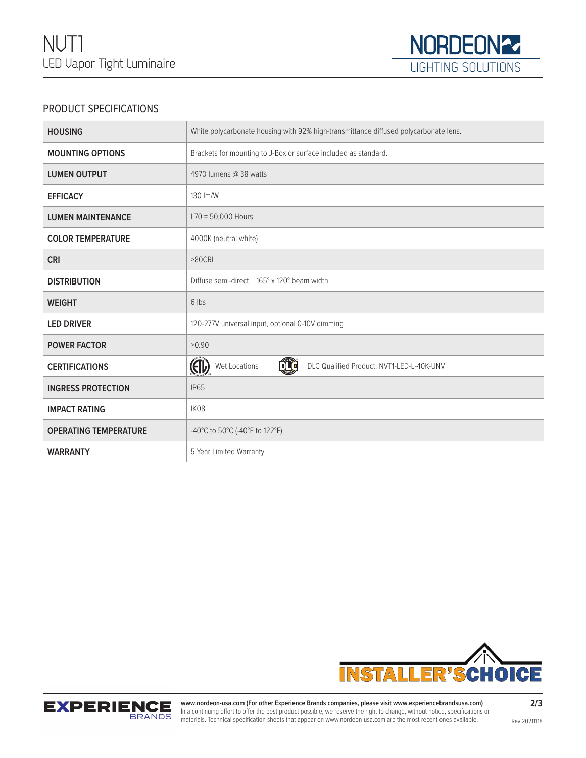# NVT1

LED Vapor Tight Luminaire

## PRODUCT SPECIFICATIONS

| | |
|---|---|
| **HOUSING** | White polycarbonate housing with 92% high-transmittance diffused polycarbonate lens. |
| **MOUNTING OPTIONS** | Brackets for mounting to J-Box or surface included as standard. |
| **LUMEN OUTPUT** | 4970 lumens @ 38 watts |
| **EFFICACY** | 130 lm/W |
| **LUMEN MAINTENANCE** | L70 = 50,000 Hours |
| **COLOR TEMPERATURE** | 4000K (neutral white) |
| **CRI** | >80CRI |
| **DISTRIBUTION** | Diffuse semi-direct. 165° x 120° beam width. |
| **WEIGHT** | 6 lbs |
| **LED DRIVER** | 120-277V universal input, optional 0-10V dimming |
| **POWER FACTOR** | >0.90 |
| **CERTIFICATIONS** | Wet Locations; DLC Qualified Product: NVT1-LED-L-40K-UNV |
| **INGRESS PROTECTION** | IP65 |
| **IMPACT RATING** | IK08 |
| **OPERATING TEMPERATURE** | -40°C to 50°C (-40°F to 122°F) |
| **WARRANTY** | 5 Year Limited Warranty |

**www.nordeon-usa.com (For other Experience Brands companies, please visit www.experiencebrandsusa.com)**
In a continuing effort to offer the best product possible, we reserve the right to change, without notice, specifications or materials. Technical specification sheets that appear on www.nordeon-usa.com are the most recent ones available.

Rev 20211118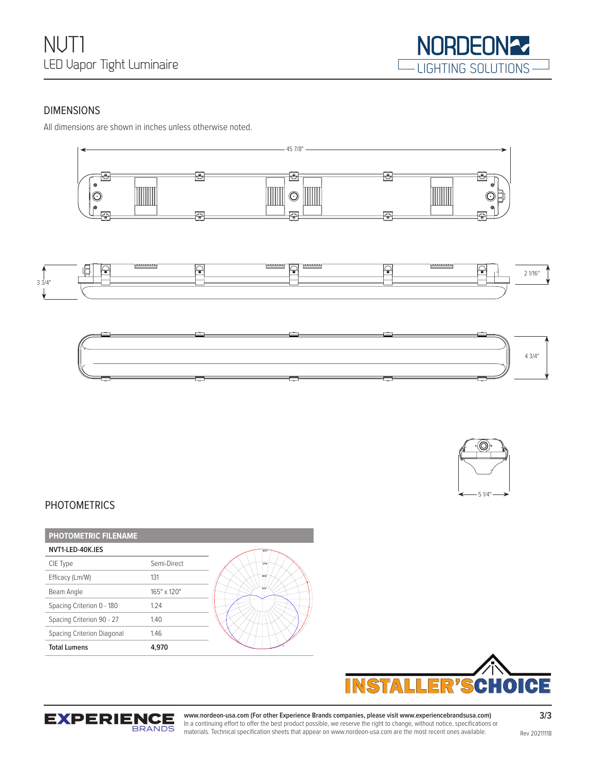# NVT1

LED Vapor Tight Luminaire

## DIMENSIONS

All dimensions are shown in inches unless otherwise noted.

45 7/8"

3 3/4"

2 1/16"

4 3/4"

5 1/4"

## PHOTOMETRICS

| PHOTOMETRIC FILENAME | |
|---|---|
| **NVT1-LED-40K.IES** | |
| CIE Type | Semi-Direct |
| Efficacy (Lm/W) | 131 |
| Beam Angle | 165° x 120° |
| Spacing Criterion 0 - 180 | 1.24 |
| Spacing Criterion 90 - 27 | 1.40 |
| Spacing Criterion Diagonal | 1.46 |
| **Total Lumens** | **4,970** |

www.nordeon-usa.com (For other Experience Brands companies, please visit www.experiencebrandsusa.com)
In a continuing effort to offer the best product possible, we reserve the right to change, without notice, specifications or materials. Technical specification sheets that appear on www.nordeon-usa.com are the most recent ones available.

Rev 20211118